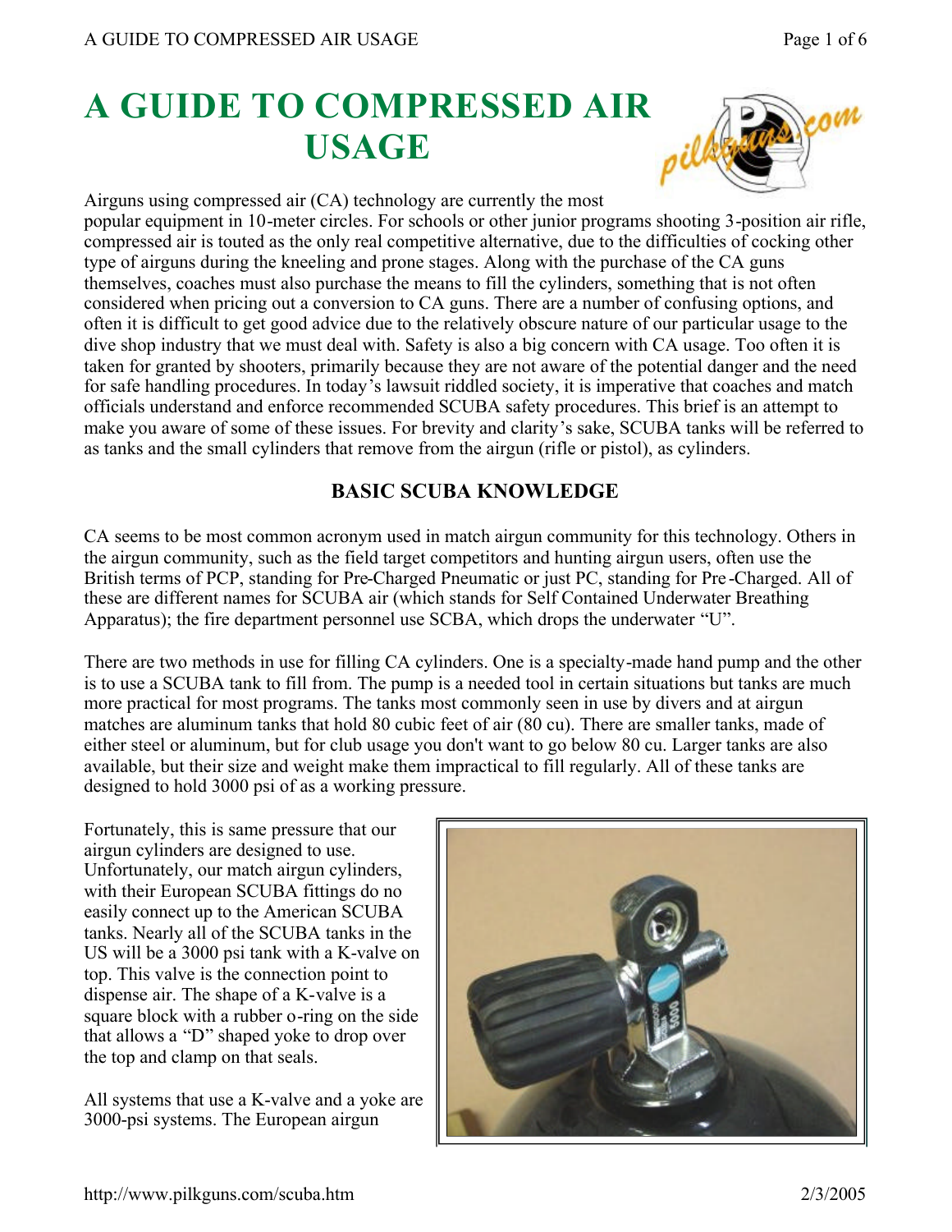# A GUIDE TO COMPRESSED AIR USAGE

Airguns using compressed air (CA) technology are currently the most popular equipment in 10-meter circles. For schools or other junior programs shooting 3-position air rifle, compressed air is touted as the only real competitive alternative, due to the difficulties of cocking other type of airguns during the kneeling and prone stages. Along with the purchase of the CA guns themselves, coaches must also purchase the means to fill the cylinders, something that is not often considered when pricing out a conversion to CA guns. There are a number of confusing options, and often it is difficult to get good advice due to the relatively obscure nature of our particular usage to the dive shop industry that we must deal with. Safety is also a big concern with CA usage. Too often it is taken for granted by shooters, primarily because they are not aware of the potential danger and the need for safe handling procedures. In today's lawsuit riddled society, it is imperative that coaches and match officials understand and enforce recommended SCUBA safety procedures. This brief is an attempt to make you aware of some of these issues. For brevity and clarity's sake, SCUBA tanks will be referred to as tanks and the small cylinders that remove from the airgun (rifle or pistol), as cylinders.

## BASIC SCUBA KNOWLEDGE

CA seems to be most common acronym used in match airgun community for this technology. Others in the airgun community, such as the field target competitors and hunting airgun users, often use the British terms of PCP, standing for Pre-Charged Pneumatic or just PC, standing for Pre-Charged. All of these are different names for SCUBA air (which stands for Self Contained Underwater Breathing Apparatus); the fire department personnel use SCBA, which drops the underwater "U".

There are two methods in use for filling CA cylinders. One is a specialty-made hand pump and the other is to use a SCUBA tank to fill from. The pump is a needed tool in certain situations but tanks are much more practical for most programs. The tanks most commonly seen in use by divers and at airgun matches are aluminum tanks that hold 80 cubic feet of air (80 cu). There are smaller tanks, made of either steel or aluminum, but for club usage you don't want to go below 80 cu. Larger tanks are also available, but their size and weight make them impractical to fill regularly. All of these tanks are designed to hold 3000 psi of as a working pressure.

Fortunately, this is same pressure that our airgun cylinders are designed to use. Unfortunately, our match airgun cylinders, with their European SCUBA fittings do no easily connect up to the American SCUBA tanks. Nearly all of the SCUBA tanks in the US will be a 3000 psi tank with a K-valve on top. This valve is the connection point to dispense air. The shape of a K-valve is a square block with a rubber o-ring on the side that allows a "D" shaped yoke to drop over the top and clamp on that seals.

All systems that use a K-valve and a yoke are 3000-psi systems. The European airgun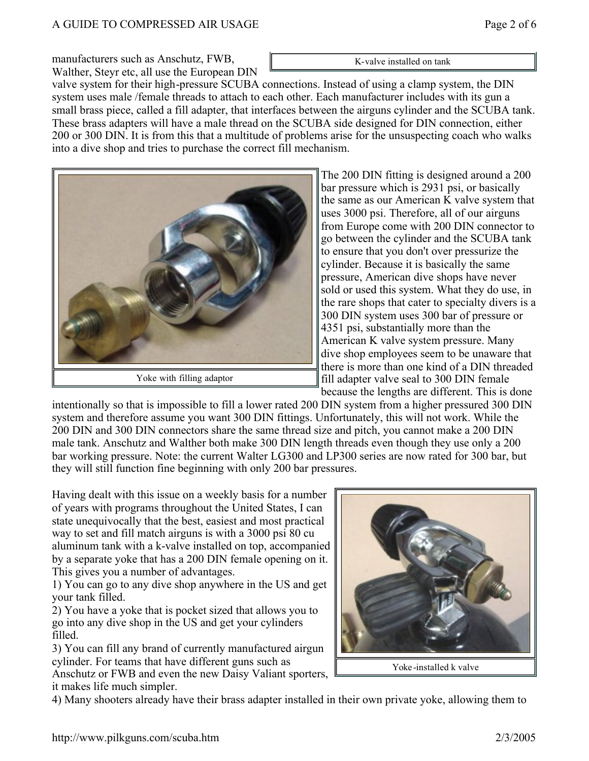manufacturers such as Anschutz, FWB, Walther, Steyr etc, all use the European DIN valve system for their high-pressure SCUBA connections. Instead of using a clamp system, the DIN system uses male /female threads to attach to each other. Each manufacturer includes with its gun a small brass piece, called a fill adapter, that interfaces between the airguns cylinder and the SCUBA tank. These brass adapters will have a male thread on the SCUBA side designed for DIN connection, either 200 or 300 DIN. It is from this that a multitude of problems arise for the unsuspecting coach who walks into a dive shop and tries to purchase the correct fill mechanism.

K-valve installed on tank

Yoke with filling adaptor

The 200 DIN fitting is designed around a 200 bar pressure which is 2931 psi, or basically the same as our American K valve system that uses 3000 psi. Therefore, all of our airguns from Europe come with 200 DIN connector to go between the cylinder and the SCUBA tank to ensure that you don't over pressurize the cylinder. Because it is basically the same pressure, American dive shops have never sold or used this system. What they do use, in the rare shops that cater to specialty divers is a 300 DIN system uses 300 bar of pressure or 4351 psi, substantially more than the American K valve system pressure. Many dive shop employees seem to be unaware that there is more than one kind of a DIN threaded fill adapter valve seal to 300 DIN female because the lengths are different. This is done intentionally so that is impossible to fill a lower rated 200 DIN system from a higher pressured 300 DIN system and therefore assume you want 300 DIN fittings. Unfortunately, this will not work. While the 200 DIN and 300 DIN connectors share the same thread size and pitch, you cannot make a 200 DIN male tank. Anschutz and Walther both make 300 DIN length threads even though they use only a 200 bar working pressure. Note: the current Walter LG300 and LP300 series are now rated for 300 bar, but they will still function fine beginning with only 200 bar pressures.

Having dealt with this issue on a weekly basis for a number of years with programs throughout the United States, I can state unequivocally that the best, easiest and most practical way to set and fill match airguns is with a 3000 psi 80 cu aluminum tank with a k-valve installed on top, accompanied by a separate yoke that has a 200 DIN female opening on it. This gives you a number of advantages.

1) You can go to any dive shop anywhere in the US and get your tank filled.
2) You have a yoke that is pocket sized that allows you to go into any dive shop in the US and get your cylinders filled.
3) You can fill any brand of currently manufactured airgun cylinder. For teams that have different guns such as Anschutz or FWB and even the new Daisy Valiant sporters, it makes life much simpler.
4) Many shooters already have their brass adapter installed in their own private yoke, allowing them to

Yoke-installed k valve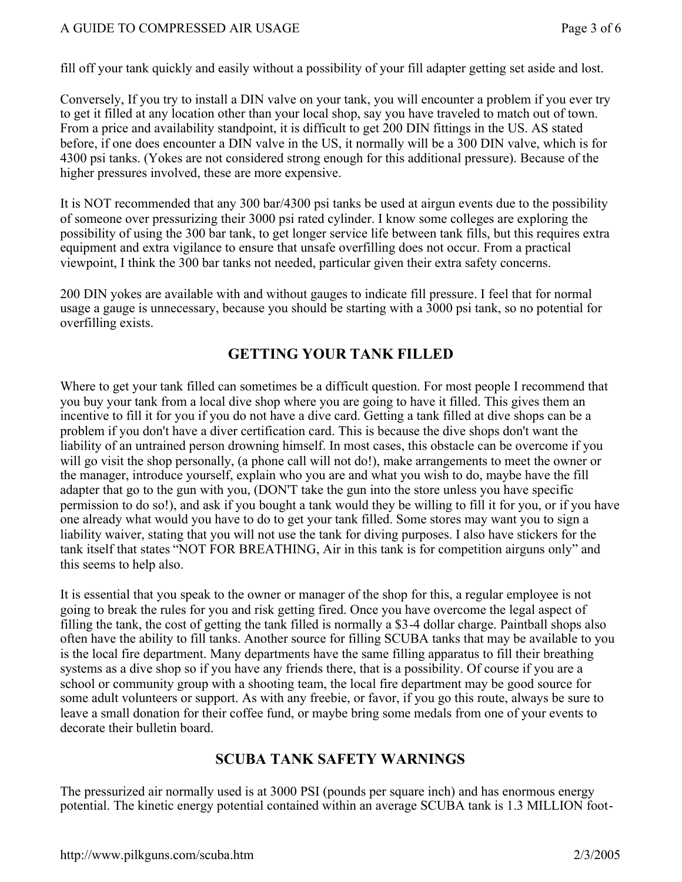fill off your tank quickly and easily without a possibility of your fill adapter getting set aside and lost.

Conversely, If you try to install a DIN valve on your tank, you will encounter a problem if you ever try to get it filled at any location other than your local shop, say you have traveled to match out of town. From a price and availability standpoint, it is difficult to get 200 DIN fittings in the US. AS stated before, if one does encounter a DIN valve in the US, it normally will be a 300 DIN valve, which is for 4300 psi tanks. (Yokes are not considered strong enough for this additional pressure). Because of the higher pressures involved, these are more expensive.

It is NOT recommended that any 300 bar/4300 psi tanks be used at airgun events due to the possibility of someone over pressurizing their 3000 psi rated cylinder. I know some colleges are exploring the possibility of using the 300 bar tank, to get longer service life between tank fills, but this requires extra equipment and extra vigilance to ensure that unsafe overfilling does not occur. From a practical viewpoint, I think the 300 bar tanks not needed, particular given their extra safety concerns.

200 DIN yokes are available with and without gauges to indicate fill pressure. I feel that for normal usage a gauge is unnecessary, because you should be starting with a 3000 psi tank, so no potential for overfilling exists.

## GETTING YOUR TANK FILLED

Where to get your tank filled can sometimes be a difficult question. For most people I recommend that you buy your tank from a local dive shop where you are going to have it filled. This gives them an incentive to fill it for you if you do not have a dive card. Getting a tank filled at dive shops can be a problem if you don't have a diver certification card. This is because the dive shops don't want the liability of an untrained person drowning himself. In most cases, this obstacle can be overcome if you will go visit the shop personally, (a phone call will not do!), make arrangements to meet the owner or the manager, introduce yourself, explain who you are and what you wish to do, maybe have the fill adapter that go to the gun with you, (DON'T take the gun into the store unless you have specific permission to do so!), and ask if you bought a tank would they be willing to fill it for you, or if you have one already what would you have to do to get your tank filled. Some stores may want you to sign a liability waiver, stating that you will not use the tank for diving purposes. I also have stickers for the tank itself that states "NOT FOR BREATHING, Air in this tank is for competition airguns only" and this seems to help also.

It is essential that you speak to the owner or manager of the shop for this, a regular employee is not going to break the rules for you and risk getting fired. Once you have overcome the legal aspect of filling the tank, the cost of getting the tank filled is normally a $3-4 dollar charge. Paintball shops also often have the ability to fill tanks. Another source for filling SCUBA tanks that may be available to you is the local fire department. Many departments have the same filling apparatus to fill their breathing systems as a dive shop so if you have any friends there, that is a possibility. Of course if you are a school or community group with a shooting team, the local fire department may be good source for some adult volunteers or support. As with any freebie, or favor, if you go this route, always be sure to leave a small donation for their coffee fund, or maybe bring some medals from one of your events to decorate their bulletin board.

## SCUBA TANK SAFETY WARNINGS

The pressurized air normally used is at 3000 PSI (pounds per square inch) and has enormous energy potential. The kinetic energy potential contained within an average SCUBA tank is 1.3 MILLION foot-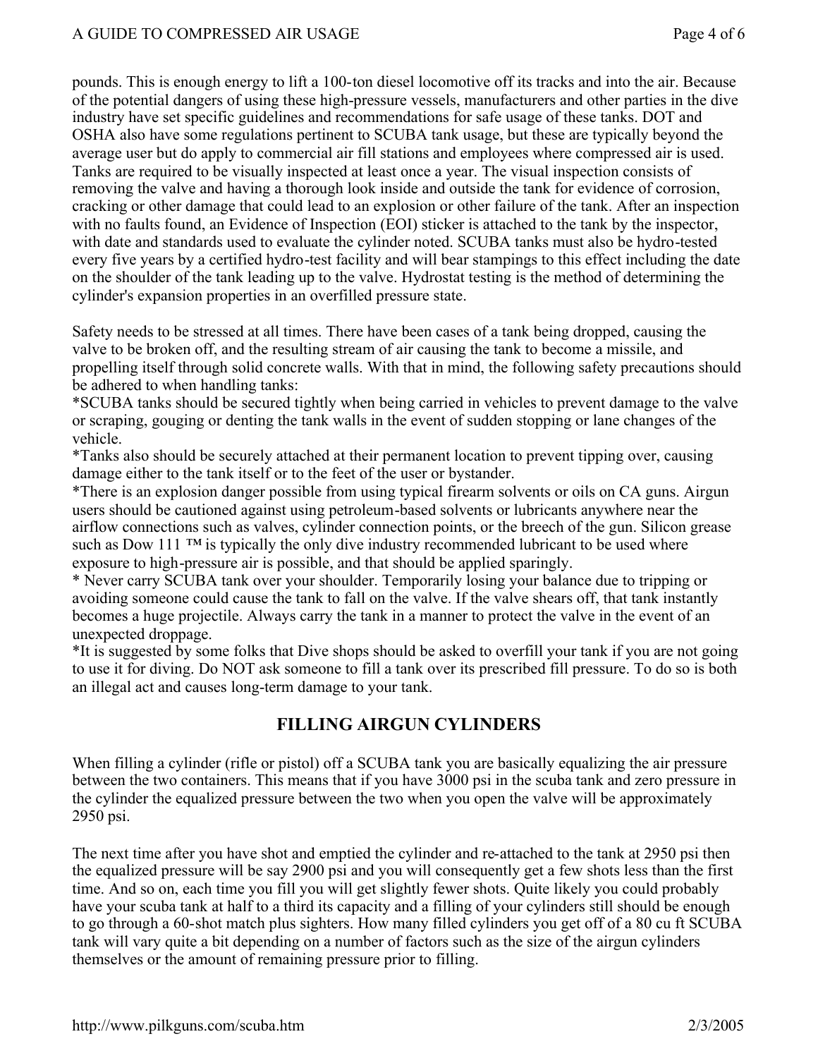pounds. This is enough energy to lift a 100-ton diesel locomotive off its tracks and into the air. Because of the potential dangers of using these high-pressure vessels, manufacturers and other parties in the dive industry have set specific guidelines and recommendations for safe usage of these tanks. DOT and OSHA also have some regulations pertinent to SCUBA tank usage, but these are typically beyond the average user but do apply to commercial air fill stations and employees where compressed air is used. Tanks are required to be visually inspected at least once a year. The visual inspection consists of removing the valve and having a thorough look inside and outside the tank for evidence of corrosion, cracking or other damage that could lead to an explosion or other failure of the tank. After an inspection with no faults found, an Evidence of Inspection (EOI) sticker is attached to the tank by the inspector, with date and standards used to evaluate the cylinder noted. SCUBA tanks must also be hydro-tested every five years by a certified hydro-test facility and will bear stampings to this effect including the date on the shoulder of the tank leading up to the valve. Hydrostat testing is the method of determining the cylinder's expansion properties in an overfilled pressure state.

Safety needs to be stressed at all times. There have been cases of a tank being dropped, causing the valve to be broken off, and the resulting stream of air causing the tank to become a missile, and propelling itself through solid concrete walls. With that in mind, the following safety precautions should be adhered to when handling tanks:

*SCUBA tanks should be secured tightly when being carried in vehicles to prevent damage to the valve or scraping, gouging or denting the tank walls in the event of sudden stopping or lane changes of the vehicle.

*Tanks also should be securely attached at their permanent location to prevent tipping over, causing damage either to the tank itself or to the feet of the user or bystander.

*There is an explosion danger possible from using typical firearm solvents or oils on CA guns. Airgun users should be cautioned against using petroleum-based solvents or lubricants anywhere near the airflow connections such as valves, cylinder connection points, or the breech of the gun. Silicon grease such as Dow 111 ™ is typically the only dive industry recommended lubricant to be used where exposure to high-pressure air is possible, and that should be applied sparingly.

* Never carry SCUBA tank over your shoulder. Temporarily losing your balance due to tripping or avoiding someone could cause the tank to fall on the valve. If the valve shears off, that tank instantly becomes a huge projectile. Always carry the tank in a manner to protect the valve in the event of an unexpected droppage.

*It is suggested by some folks that Dive shops should be asked to overfill your tank if you are not going to use it for diving. Do NOT ask someone to fill a tank over its prescribed fill pressure. To do so is both an illegal act and causes long-term damage to your tank.

## FILLING AIRGUN CYLINDERS

When filling a cylinder (rifle or pistol) off a SCUBA tank you are basically equalizing the air pressure between the two containers. This means that if you have 3000 psi in the scuba tank and zero pressure in the cylinder the equalized pressure between the two when you open the valve will be approximately 2950 psi.

The next time after you have shot and emptied the cylinder and re-attached to the tank at 2950 psi then the equalized pressure will be say 2900 psi and you will consequently get a few shots less than the first time. And so on, each time you fill you will get slightly fewer shots. Quite likely you could probably have your scuba tank at half to a third its capacity and a filling of your cylinders still should be enough to go through a 60-shot match plus sighters. How many filled cylinders you get off of a 80 cu ft SCUBA tank will vary quite a bit depending on a number of factors such as the size of the airgun cylinders themselves or the amount of remaining pressure prior to filling.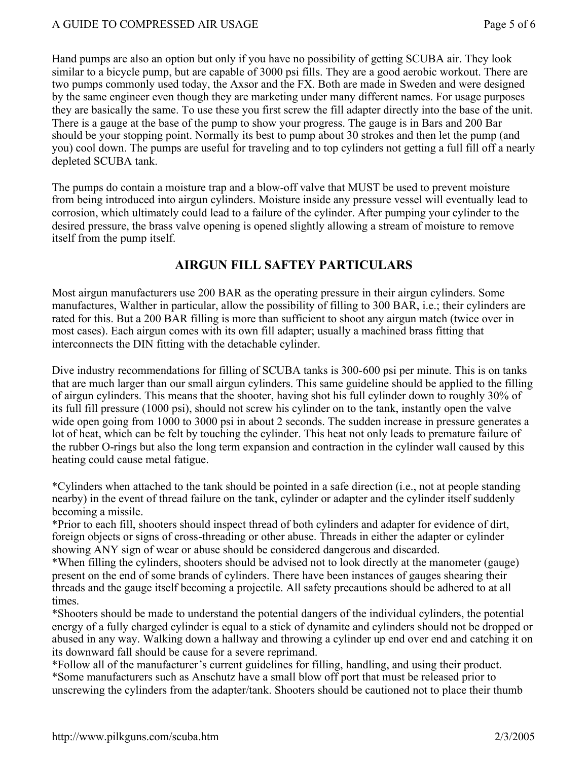Hand pumps are also an option but only if you have no possibility of getting SCUBA air. They look similar to a bicycle pump, but are capable of 3000 psi fills. They are a good aerobic workout. There are two pumps commonly used today, the Axsor and the FX. Both are made in Sweden and were designed by the same engineer even though they are marketing under many different names. For usage purposes they are basically the same. To use these you first screw the fill adapter directly into the base of the unit. There is a gauge at the base of the pump to show your progress. The gauge is in Bars and 200 Bar should be your stopping point. Normally its best to pump about 30 strokes and then let the pump (and you) cool down. The pumps are useful for traveling and to top cylinders not getting a full fill off a nearly depleted SCUBA tank.

The pumps do contain a moisture trap and a blow-off valve that MUST be used to prevent moisture from being introduced into airgun cylinders. Moisture inside any pressure vessel will eventually lead to corrosion, which ultimately could lead to a failure of the cylinder. After pumping your cylinder to the desired pressure, the brass valve opening is opened slightly allowing a stream of moisture to remove itself from the pump itself.

## AIRGUN FILL SAFTEY PARTICULARS

Most airgun manufacturers use 200 BAR as the operating pressure in their airgun cylinders. Some manufactures, Walther in particular, allow the possibility of filling to 300 BAR, i.e.; their cylinders are rated for this. But a 200 BAR filling is more than sufficient to shoot any airgun match (twice over in most cases). Each airgun comes with its own fill adapter; usually a machined brass fitting that interconnects the DIN fitting with the detachable cylinder.

Dive industry recommendations for filling of SCUBA tanks is 300-600 psi per minute. This is on tanks that are much larger than our small airgun cylinders. This same guideline should be applied to the filling of airgun cylinders. This means that the shooter, having shot his full cylinder down to roughly 30% of its full fill pressure (1000 psi), should not screw his cylinder on to the tank, instantly open the valve wide open going from 1000 to 3000 psi in about 2 seconds. The sudden increase in pressure generates a lot of heat, which can be felt by touching the cylinder. This heat not only leads to premature failure of the rubber O-rings but also the long term expansion and contraction in the cylinder wall caused by this heating could cause metal fatigue.

*Cylinders when attached to the tank should be pointed in a safe direction (i.e., not at people standing nearby) in the event of thread failure on the tank, cylinder or adapter and the cylinder itself suddenly becoming a missile.
*Prior to each fill, shooters should inspect thread of both cylinders and adapter for evidence of dirt, foreign objects or signs of cross-threading or other abuse. Threads in either the adapter or cylinder showing ANY sign of wear or abuse should be considered dangerous and discarded.
*When filling the cylinders, shooters should be advised not to look directly at the manometer (gauge) present on the end of some brands of cylinders. There have been instances of gauges shearing their threads and the gauge itself becoming a projectile. All safety precautions should be adhered to at all times.
*Shooters should be made to understand the potential dangers of the individual cylinders, the potential energy of a fully charged cylinder is equal to a stick of dynamite and cylinders should not be dropped or abused in any way. Walking down a hallway and throwing a cylinder up end over end and catching it on its downward fall should be cause for a severe reprimand.
*Follow all of the manufacturer's current guidelines for filling, handling, and using their product.
*Some manufacturers such as Anschutz have a small blow off port that must be released prior to unscrewing the cylinders from the adapter/tank. Shooters should be cautioned not to place their thumb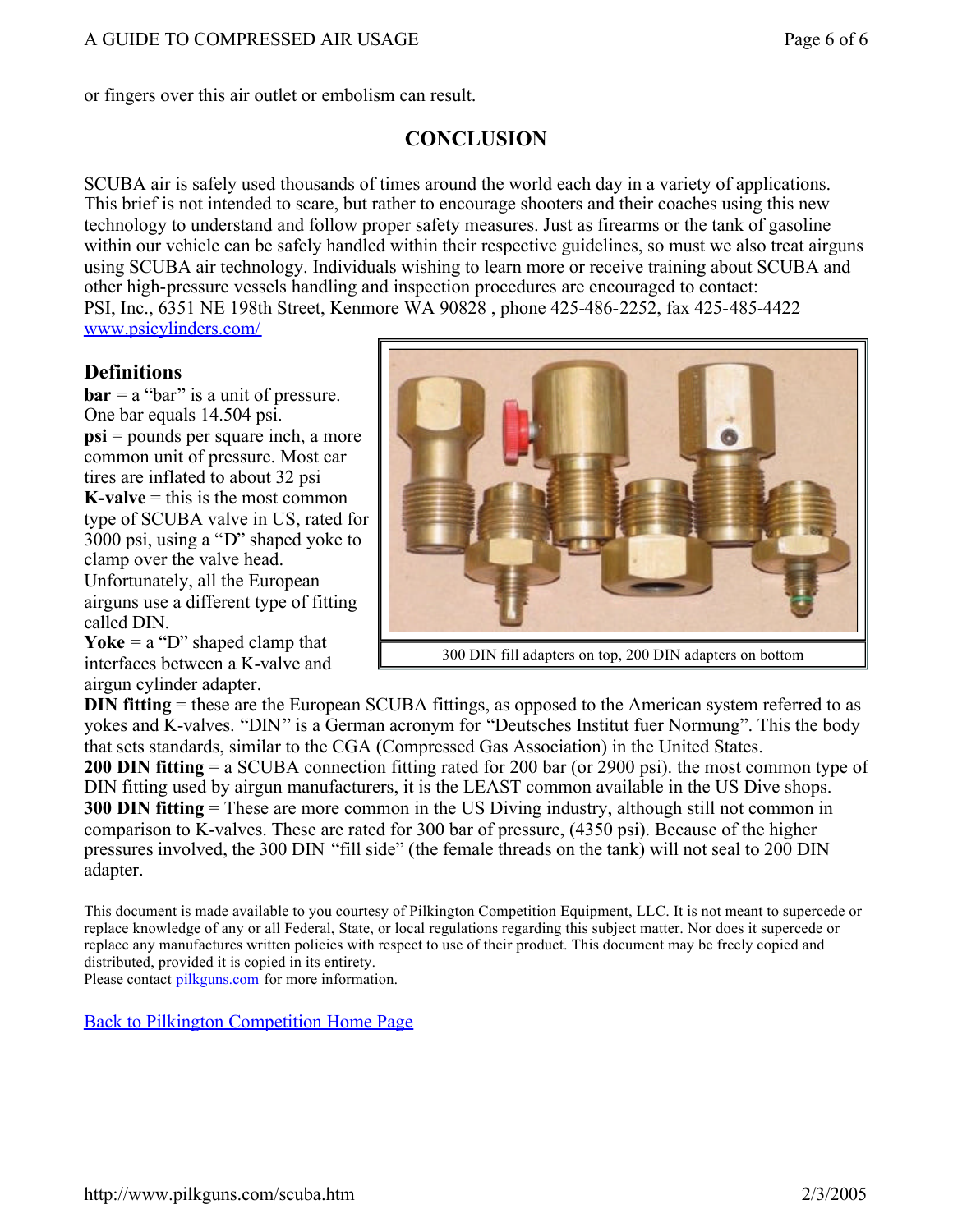or fingers over this air outlet or embolism can result.

## CONCLUSION

SCUBA air is safely used thousands of times around the world each day in a variety of applications. This brief is not intended to scare, but rather to encourage shooters and their coaches using this new technology to understand and follow proper safety measures. Just as firearms or the tank of gasoline within our vehicle can be safely handled within their respective guidelines, so must we also treat airguns using SCUBA air technology. Individuals wishing to learn more or receive training about SCUBA and other high-pressure vessels handling and inspection procedures are encouraged to contact:
PSI, Inc., 6351 NE 198th Street, Kenmore WA 90828 , phone 425-486-2252, fax 425-485-4422
[www.psicylinders.com/](www.psicylinders.com/)

### Definitions

**bar** = a "bar" is a unit of pressure. One bar equals 14.504 psi.
**psi** = pounds per square inch, a more common unit of pressure. Most car tires are inflated to about 32 psi
**K-valve** = this is the most common type of SCUBA valve in US, rated for 3000 psi, using a "D" shaped yoke to clamp over the valve head. Unfortunately, all the European airguns use a different type of fitting called DIN.
**Yoke** = a "D" shaped clamp that interfaces between a K-valve and airgun cylinder adapter.

300 DIN fill adapters on top, 200 DIN adapters on bottom

**DIN fitting** = these are the European SCUBA fittings, as opposed to the American system referred to as yokes and K-valves. "DIN" is a German acronym for "Deutsches Institut fuer Normung". This the body that sets standards, similar to the CGA (Compressed Gas Association) in the United States.
**200 DIN fitting** = a SCUBA connection fitting rated for 200 bar (or 2900 psi). the most common type of DIN fitting used by airgun manufacturers, it is the LEAST common available in the US Dive shops.
**300 DIN fitting** = These are more common in the US Diving industry, although still not common in comparison to K-valves. These are rated for 300 bar of pressure, (4350 psi). Because of the higher pressures involved, the 300 DIN "fill side" (the female threads on the tank) will not seal to 200 DIN adapter.

This document is made available to you courtesy of Pilkington Competition Equipment, LLC. It is not meant to supercede or replace knowledge of any or all Federal, State, or local regulations regarding this subject matter. Nor does it supercede or replace any manufactures written policies with respect to use of their product. This document may be freely copied and distributed, provided it is copied in its entirety.
Please contact [pilkguns.com](pilkguns.com) for more information.

[Back to Pilkington Competition Home Page]()